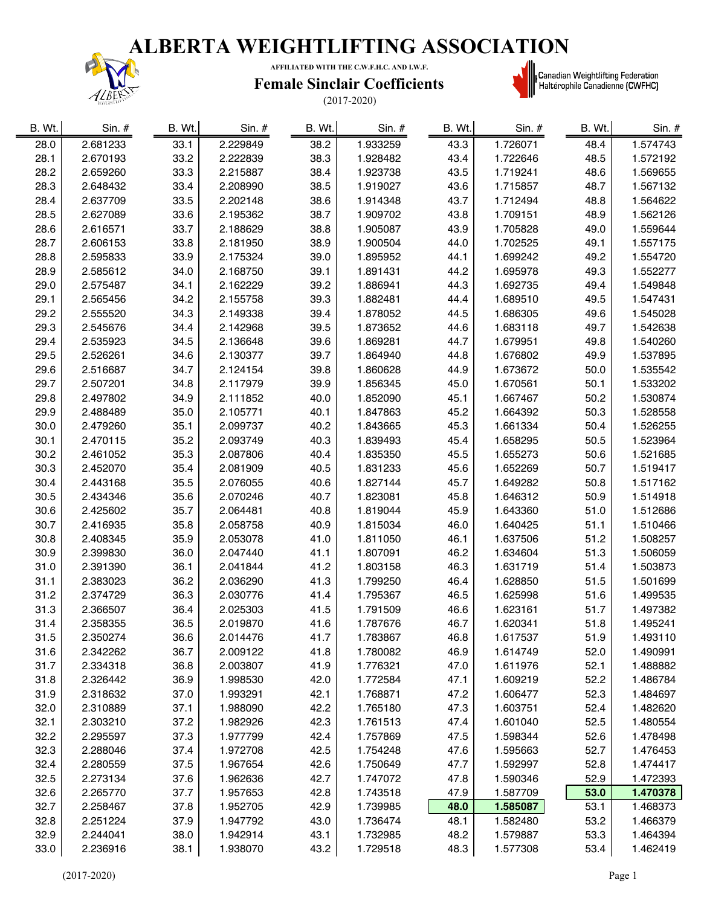# ALBERTA WEIGHTLIFTING ASSOCIATION

AFFILIATED WITH THE C.W.F.H.C. AND I.W.F.

## Female Sinclair Coefficients

(2017-2020)

Canadian Weightlifting Federation
Haltérophile Canadienne (CWFHC)

| B. Wt. | Sin. # | B. Wt. | Sin. # | B. Wt. | Sin. # | B. Wt. | Sin. # | B. Wt. | Sin. # |
|---|---|---|---|---|---|---|---|---|---|
| 28.0 | 2.681233 | 33.1 | 2.229849 | 38.2 | 1.933259 | 43.3 | 1.726071 | 48.4 | 1.574743 |
| 28.1 | 2.670193 | 33.2 | 2.222839 | 38.3 | 1.928482 | 43.4 | 1.722646 | 48.5 | 1.572192 |
| 28.2 | 2.659260 | 33.3 | 2.215887 | 38.4 | 1.923738 | 43.5 | 1.719241 | 48.6 | 1.569655 |
| 28.3 | 2.648432 | 33.4 | 2.208990 | 38.5 | 1.919027 | 43.6 | 1.715857 | 48.7 | 1.567132 |
| 28.4 | 2.637709 | 33.5 | 2.202148 | 38.6 | 1.914348 | 43.7 | 1.712494 | 48.8 | 1.564622 |
| 28.5 | 2.627089 | 33.6 | 2.195362 | 38.7 | 1.909702 | 43.8 | 1.709151 | 48.9 | 1.562126 |
| 28.6 | 2.616571 | 33.7 | 2.188629 | 38.8 | 1.905087 | 43.9 | 1.705828 | 49.0 | 1.559644 |
| 28.7 | 2.606153 | 33.8 | 2.181950 | 38.9 | 1.900504 | 44.0 | 1.702525 | 49.1 | 1.557175 |
| 28.8 | 2.595833 | 33.9 | 2.175324 | 39.0 | 1.895952 | 44.1 | 1.699242 | 49.2 | 1.554720 |
| 28.9 | 2.585612 | 34.0 | 2.168750 | 39.1 | 1.891431 | 44.2 | 1.695978 | 49.3 | 1.552277 |
| 29.0 | 2.575487 | 34.1 | 2.162229 | 39.2 | 1.886941 | 44.3 | 1.692735 | 49.4 | 1.549848 |
| 29.1 | 2.565456 | 34.2 | 2.155758 | 39.3 | 1.882481 | 44.4 | 1.689510 | 49.5 | 1.547431 |
| 29.2 | 2.555520 | 34.3 | 2.149338 | 39.4 | 1.878052 | 44.5 | 1.686305 | 49.6 | 1.545028 |
| 29.3 | 2.545676 | 34.4 | 2.142968 | 39.5 | 1.873652 | 44.6 | 1.683118 | 49.7 | 1.542638 |
| 29.4 | 2.535923 | 34.5 | 2.136648 | 39.6 | 1.869281 | 44.7 | 1.679951 | 49.8 | 1.540260 |
| 29.5 | 2.526261 | 34.6 | 2.130377 | 39.7 | 1.864940 | 44.8 | 1.676802 | 49.9 | 1.537895 |
| 29.6 | 2.516687 | 34.7 | 2.124154 | 39.8 | 1.860628 | 44.9 | 1.673672 | 50.0 | 1.535542 |
| 29.7 | 2.507201 | 34.8 | 2.117979 | 39.9 | 1.856345 | 45.0 | 1.670561 | 50.1 | 1.533202 |
| 29.8 | 2.497802 | 34.9 | 2.111852 | 40.0 | 1.852090 | 45.1 | 1.667467 | 50.2 | 1.530874 |
| 29.9 | 2.488489 | 35.0 | 2.105771 | 40.1 | 1.847863 | 45.2 | 1.664392 | 50.3 | 1.528558 |
| 30.0 | 2.479260 | 35.1 | 2.099737 | 40.2 | 1.843665 | 45.3 | 1.661334 | 50.4 | 1.526255 |
| 30.1 | 2.470115 | 35.2 | 2.093749 | 40.3 | 1.839493 | 45.4 | 1.658295 | 50.5 | 1.523964 |
| 30.2 | 2.461052 | 35.3 | 2.087806 | 40.4 | 1.835350 | 45.5 | 1.655273 | 50.6 | 1.521685 |
| 30.3 | 2.452070 | 35.4 | 2.081909 | 40.5 | 1.831233 | 45.6 | 1.652269 | 50.7 | 1.519417 |
| 30.4 | 2.443168 | 35.5 | 2.076055 | 40.6 | 1.827144 | 45.7 | 1.649282 | 50.8 | 1.517162 |
| 30.5 | 2.434346 | 35.6 | 2.070246 | 40.7 | 1.823081 | 45.8 | 1.646312 | 50.9 | 1.514918 |
| 30.6 | 2.425602 | 35.7 | 2.064481 | 40.8 | 1.819044 | 45.9 | 1.643360 | 51.0 | 1.512686 |
| 30.7 | 2.416935 | 35.8 | 2.058758 | 40.9 | 1.815034 | 46.0 | 1.640425 | 51.1 | 1.510466 |
| 30.8 | 2.408345 | 35.9 | 2.053078 | 41.0 | 1.811050 | 46.1 | 1.637506 | 51.2 | 1.508257 |
| 30.9 | 2.399830 | 36.0 | 2.047440 | 41.1 | 1.807091 | 46.2 | 1.634604 | 51.3 | 1.506059 |
| 31.0 | 2.391390 | 36.1 | 2.041844 | 41.2 | 1.803158 | 46.3 | 1.631719 | 51.4 | 1.503873 |
| 31.1 | 2.383023 | 36.2 | 2.036290 | 41.3 | 1.799250 | 46.4 | 1.628850 | 51.5 | 1.501699 |
| 31.2 | 2.374729 | 36.3 | 2.030776 | 41.4 | 1.795367 | 46.5 | 1.625998 | 51.6 | 1.499535 |
| 31.3 | 2.366507 | 36.4 | 2.025303 | 41.5 | 1.791509 | 46.6 | 1.623161 | 51.7 | 1.497382 |
| 31.4 | 2.358355 | 36.5 | 2.019870 | 41.6 | 1.787676 | 46.7 | 1.620341 | 51.8 | 1.495241 |
| 31.5 | 2.350274 | 36.6 | 2.014476 | 41.7 | 1.783867 | 46.8 | 1.617537 | 51.9 | 1.493110 |
| 31.6 | 2.342262 | 36.7 | 2.009122 | 41.8 | 1.780082 | 46.9 | 1.614749 | 52.0 | 1.490991 |
| 31.7 | 2.334318 | 36.8 | 2.003807 | 41.9 | 1.776321 | 47.0 | 1.611976 | 52.1 | 1.488882 |
| 31.8 | 2.326442 | 36.9 | 1.998530 | 42.0 | 1.772584 | 47.1 | 1.609219 | 52.2 | 1.486784 |
| 31.9 | 2.318632 | 37.0 | 1.993291 | 42.1 | 1.768871 | 47.2 | 1.606477 | 52.3 | 1.484697 |
| 32.0 | 2.310889 | 37.1 | 1.988090 | 42.2 | 1.765180 | 47.3 | 1.603751 | 52.4 | 1.482620 |
| 32.1 | 2.303210 | 37.2 | 1.982926 | 42.3 | 1.761513 | 47.4 | 1.601040 | 52.5 | 1.480554 |
| 32.2 | 2.295597 | 37.3 | 1.977799 | 42.4 | 1.757869 | 47.5 | 1.598344 | 52.6 | 1.478498 |
| 32.3 | 2.288046 | 37.4 | 1.972708 | 42.5 | 1.754248 | 47.6 | 1.595663 | 52.7 | 1.476453 |
| 32.4 | 2.280559 | 37.5 | 1.967654 | 42.6 | 1.750649 | 47.7 | 1.592997 | 52.8 | 1.474417 |
| 32.5 | 2.273134 | 37.6 | 1.962636 | 42.7 | 1.747072 | 47.8 | 1.590346 | 52.9 | 1.472393 |
| 32.6 | 2.265770 | 37.7 | 1.957653 | 42.8 | 1.743518 | 47.9 | 1.587709 | **53.0** | **1.470378** |
| 32.7 | 2.258467 | 37.8 | 1.952705 | 42.9 | 1.739985 | **48.0** | **1.585087** | 53.1 | 1.468373 |
| 32.8 | 2.251224 | 37.9 | 1.947792 | 43.0 | 1.736474 | 48.1 | 1.582480 | 53.2 | 1.466379 |
| 32.9 | 2.244041 | 38.0 | 1.942914 | 43.1 | 1.732985 | 48.2 | 1.579887 | 53.3 | 1.464394 |
| 33.0 | 2.236916 | 38.1 | 1.938070 | 43.2 | 1.729518 | 48.3 | 1.577308 | 53.4 | 1.462419 |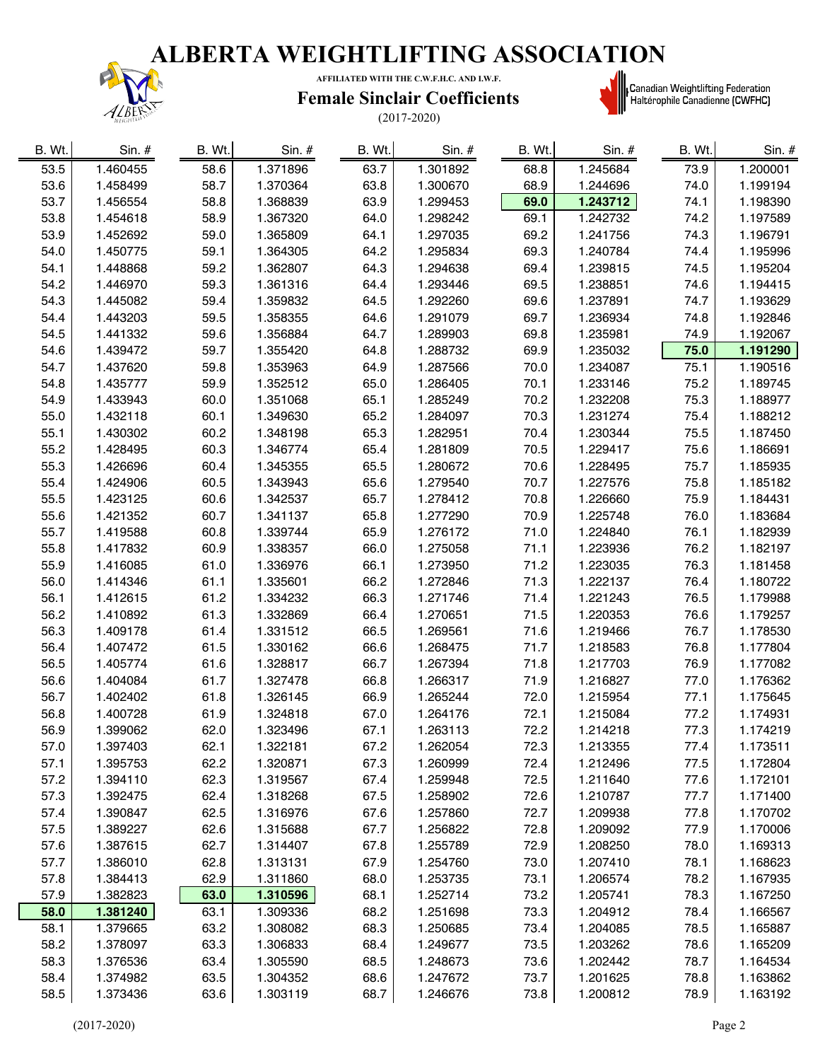# ALBERTA WEIGHTLIFTING ASSOCIATION

AFFILIATED WITH THE C.W.F.H.C. AND I.W.F.

## Female Sinclair Coefficients

(2017-2020)

Canadian Weightlifting Federation
Haltérophile Canadienne (CWFHC)

| B. Wt. | Sin. # | B. Wt. | Sin. # | B. Wt. | Sin. # | B. Wt. | Sin. # | B. Wt. | Sin. # |
|---|---|---|---|---|---|---|---|---|---|
| 53.5 | 1.460455 | 58.6 | 1.371896 | 63.7 | 1.301892 | 68.8 | 1.245684 | 73.9 | 1.200001 |
| 53.6 | 1.458499 | 58.7 | 1.370364 | 63.8 | 1.300670 | 68.9 | 1.244696 | 74.0 | 1.199194 |
| 53.7 | 1.456554 | 58.8 | 1.368839 | 63.9 | 1.299453 | **69.0** | **1.243712** | 74.1 | 1.198390 |
| 53.8 | 1.454618 | 58.9 | 1.367320 | 64.0 | 1.298242 | 69.1 | 1.242732 | 74.2 | 1.197589 |
| 53.9 | 1.452692 | 59.0 | 1.365809 | 64.1 | 1.297035 | 69.2 | 1.241756 | 74.3 | 1.196791 |
| 54.0 | 1.450775 | 59.1 | 1.364305 | 64.2 | 1.295834 | 69.3 | 1.240784 | 74.4 | 1.195996 |
| 54.1 | 1.448868 | 59.2 | 1.362807 | 64.3 | 1.294638 | 69.4 | 1.239815 | 74.5 | 1.195204 |
| 54.2 | 1.446970 | 59.3 | 1.361316 | 64.4 | 1.293446 | 69.5 | 1.238851 | 74.6 | 1.194415 |
| 54.3 | 1.445082 | 59.4 | 1.359832 | 64.5 | 1.292260 | 69.6 | 1.237891 | 74.7 | 1.193629 |
| 54.4 | 1.443203 | 59.5 | 1.358355 | 64.6 | 1.291079 | 69.7 | 1.236934 | 74.8 | 1.192846 |
| 54.5 | 1.441332 | 59.6 | 1.356884 | 64.7 | 1.289903 | 69.8 | 1.235981 | 74.9 | 1.192067 |
| 54.6 | 1.439472 | 59.7 | 1.355420 | 64.8 | 1.288732 | 69.9 | 1.235032 | **75.0** | **1.191290** |
| 54.7 | 1.437620 | 59.8 | 1.353963 | 64.9 | 1.287566 | 70.0 | 1.234087 | 75.1 | 1.190516 |
| 54.8 | 1.435777 | 59.9 | 1.352512 | 65.0 | 1.286405 | 70.1 | 1.233146 | 75.2 | 1.189745 |
| 54.9 | 1.433943 | 60.0 | 1.351068 | 65.1 | 1.285249 | 70.2 | 1.232208 | 75.3 | 1.188977 |
| 55.0 | 1.432118 | 60.1 | 1.349630 | 65.2 | 1.284097 | 70.3 | 1.231274 | 75.4 | 1.188212 |
| 55.1 | 1.430302 | 60.2 | 1.348198 | 65.3 | 1.282951 | 70.4 | 1.230344 | 75.5 | 1.187450 |
| 55.2 | 1.428495 | 60.3 | 1.346774 | 65.4 | 1.281809 | 70.5 | 1.229417 | 75.6 | 1.186691 |
| 55.3 | 1.426696 | 60.4 | 1.345355 | 65.5 | 1.280672 | 70.6 | 1.228495 | 75.7 | 1.185935 |
| 55.4 | 1.424906 | 60.5 | 1.343943 | 65.6 | 1.279540 | 70.7 | 1.227576 | 75.8 | 1.185182 |
| 55.5 | 1.423125 | 60.6 | 1.342537 | 65.7 | 1.278412 | 70.8 | 1.226660 | 75.9 | 1.184431 |
| 55.6 | 1.421352 | 60.7 | 1.341137 | 65.8 | 1.277290 | 70.9 | 1.225748 | 76.0 | 1.183684 |
| 55.7 | 1.419588 | 60.8 | 1.339744 | 65.9 | 1.276172 | 71.0 | 1.224840 | 76.1 | 1.182939 |
| 55.8 | 1.417832 | 60.9 | 1.338357 | 66.0 | 1.275058 | 71.1 | 1.223936 | 76.2 | 1.182197 |
| 55.9 | 1.416085 | 61.0 | 1.336976 | 66.1 | 1.273950 | 71.2 | 1.223035 | 76.3 | 1.181458 |
| 56.0 | 1.414346 | 61.1 | 1.335601 | 66.2 | 1.272846 | 71.3 | 1.222137 | 76.4 | 1.180722 |
| 56.1 | 1.412615 | 61.2 | 1.334232 | 66.3 | 1.271746 | 71.4 | 1.221243 | 76.5 | 1.179988 |
| 56.2 | 1.410892 | 61.3 | 1.332869 | 66.4 | 1.270651 | 71.5 | 1.220353 | 76.6 | 1.179257 |
| 56.3 | 1.409178 | 61.4 | 1.331512 | 66.5 | 1.269561 | 71.6 | 1.219466 | 76.7 | 1.178530 |
| 56.4 | 1.407472 | 61.5 | 1.330162 | 66.6 | 1.268475 | 71.7 | 1.218583 | 76.8 | 1.177804 |
| 56.5 | 1.405774 | 61.6 | 1.328817 | 66.7 | 1.267394 | 71.8 | 1.217703 | 76.9 | 1.177082 |
| 56.6 | 1.404084 | 61.7 | 1.327478 | 66.8 | 1.266317 | 71.9 | 1.216827 | 77.0 | 1.176362 |
| 56.7 | 1.402402 | 61.8 | 1.326145 | 66.9 | 1.265244 | 72.0 | 1.215954 | 77.1 | 1.175645 |
| 56.8 | 1.400728 | 61.9 | 1.324818 | 67.0 | 1.264176 | 72.1 | 1.215084 | 77.2 | 1.174931 |
| 56.9 | 1.399062 | 62.0 | 1.323496 | 67.1 | 1.263113 | 72.2 | 1.214218 | 77.3 | 1.174219 |
| 57.0 | 1.397403 | 62.1 | 1.322181 | 67.2 | 1.262054 | 72.3 | 1.213355 | 77.4 | 1.173511 |
| 57.1 | 1.395753 | 62.2 | 1.320871 | 67.3 | 1.260999 | 72.4 | 1.212496 | 77.5 | 1.172804 |
| 57.2 | 1.394110 | 62.3 | 1.319567 | 67.4 | 1.259948 | 72.5 | 1.211640 | 77.6 | 1.172101 |
| 57.3 | 1.392475 | 62.4 | 1.318268 | 67.5 | 1.258902 | 72.6 | 1.210787 | 77.7 | 1.171400 |
| 57.4 | 1.390847 | 62.5 | 1.316976 | 67.6 | 1.257860 | 72.7 | 1.209938 | 77.8 | 1.170702 |
| 57.5 | 1.389227 | 62.6 | 1.315688 | 67.7 | 1.256822 | 72.8 | 1.209092 | 77.9 | 1.170006 |
| 57.6 | 1.387615 | 62.7 | 1.314407 | 67.8 | 1.255789 | 72.9 | 1.208250 | 78.0 | 1.169313 |
| 57.7 | 1.386010 | 62.8 | 1.313131 | 67.9 | 1.254760 | 73.0 | 1.207410 | 78.1 | 1.168623 |
| 57.8 | 1.384413 | 62.9 | 1.311860 | 68.0 | 1.253735 | 73.1 | 1.206574 | 78.2 | 1.167935 |
| 57.9 | 1.382823 | **63.0** | **1.310596** | 68.1 | 1.252714 | 73.2 | 1.205741 | 78.3 | 1.167250 |
| **58.0** | **1.381240** | 63.1 | 1.309336 | 68.2 | 1.251698 | 73.3 | 1.204912 | 78.4 | 1.166567 |
| 58.1 | 1.379665 | 63.2 | 1.308082 | 68.3 | 1.250685 | 73.4 | 1.204085 | 78.5 | 1.165887 |
| 58.2 | 1.378097 | 63.3 | 1.306833 | 68.4 | 1.249677 | 73.5 | 1.203262 | 78.6 | 1.165209 |
| 58.3 | 1.376536 | 63.4 | 1.305590 | 68.5 | 1.248673 | 73.6 | 1.202442 | 78.7 | 1.164534 |
| 58.4 | 1.374982 | 63.5 | 1.304352 | 68.6 | 1.247672 | 73.7 | 1.201625 | 78.8 | 1.163862 |
| 58.5 | 1.373436 | 63.6 | 1.303119 | 68.7 | 1.246676 | 73.8 | 1.200812 | 78.9 | 1.163192 |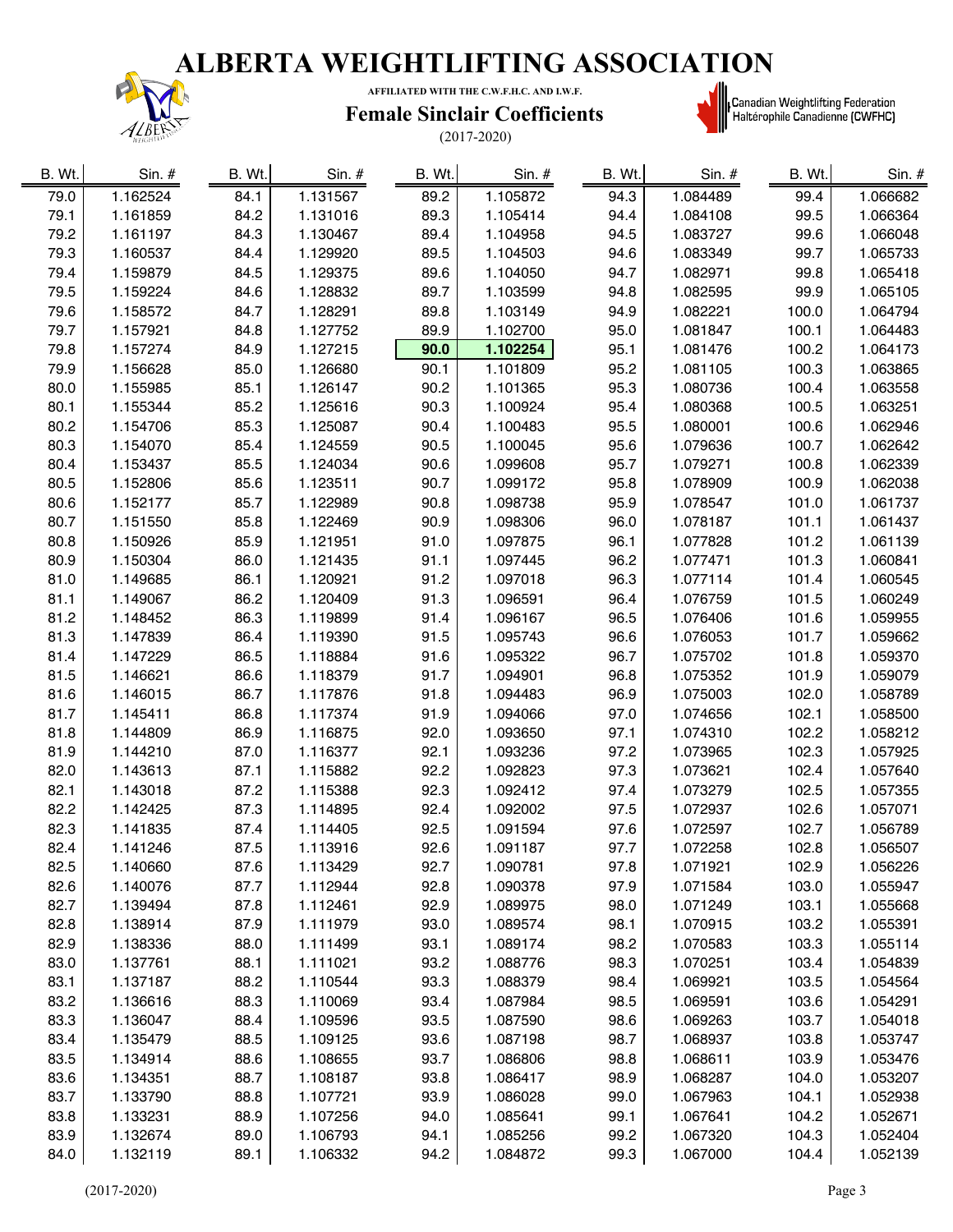# ALBERTA WEIGHTLIFTING ASSOCIATION

**AFFILIATED WITH THE C.W.F.H.C. AND I.W.F.**

## Female Sinclair Coefficients

(2017-2020)

Canadian Weightlifting Federation
Haltérophile Canadienne (CWFHC)

| B. Wt. | Sin. # | B. Wt. | Sin. # | B. Wt. | Sin. # | B. Wt. | Sin. # | B. Wt. | Sin. # |
|---|---|---|---|---|---|---|---|---|---|
| 79.0 | 1.162524 | 84.1 | 1.131567 | 89.2 | 1.105872 | 94.3 | 1.084489 | 99.4 | 1.066682 |
| 79.1 | 1.161859 | 84.2 | 1.131016 | 89.3 | 1.105414 | 94.4 | 1.084108 | 99.5 | 1.066364 |
| 79.2 | 1.161197 | 84.3 | 1.130467 | 89.4 | 1.104958 | 94.5 | 1.083727 | 99.6 | 1.066048 |
| 79.3 | 1.160537 | 84.4 | 1.129920 | 89.5 | 1.104503 | 94.6 | 1.083349 | 99.7 | 1.065733 |
| 79.4 | 1.159879 | 84.5 | 1.129375 | 89.6 | 1.104050 | 94.7 | 1.082971 | 99.8 | 1.065418 |
| 79.5 | 1.159224 | 84.6 | 1.128832 | 89.7 | 1.103599 | 94.8 | 1.082595 | 99.9 | 1.065105 |
| 79.6 | 1.158572 | 84.7 | 1.128291 | 89.8 | 1.103149 | 94.9 | 1.082221 | 100.0 | 1.064794 |
| 79.7 | 1.157921 | 84.8 | 1.127752 | 89.9 | 1.102700 | 95.0 | 1.081847 | 100.1 | 1.064483 |
| 79.8 | 1.157274 | 84.9 | 1.127215 | **90.0** | **1.102254** | 95.1 | 1.081476 | 100.2 | 1.064173 |
| 79.9 | 1.156628 | 85.0 | 1.126680 | 90.1 | 1.101809 | 95.2 | 1.081105 | 100.3 | 1.063865 |
| 80.0 | 1.155985 | 85.1 | 1.126147 | 90.2 | 1.101365 | 95.3 | 1.080736 | 100.4 | 1.063558 |
| 80.1 | 1.155344 | 85.2 | 1.125616 | 90.3 | 1.100924 | 95.4 | 1.080368 | 100.5 | 1.063251 |
| 80.2 | 1.154706 | 85.3 | 1.125087 | 90.4 | 1.100483 | 95.5 | 1.080001 | 100.6 | 1.062946 |
| 80.3 | 1.154070 | 85.4 | 1.124559 | 90.5 | 1.100045 | 95.6 | 1.079636 | 100.7 | 1.062642 |
| 80.4 | 1.153437 | 85.5 | 1.124034 | 90.6 | 1.099608 | 95.7 | 1.079271 | 100.8 | 1.062339 |
| 80.5 | 1.152806 | 85.6 | 1.123511 | 90.7 | 1.099172 | 95.8 | 1.078909 | 100.9 | 1.062038 |
| 80.6 | 1.152177 | 85.7 | 1.122989 | 90.8 | 1.098738 | 95.9 | 1.078547 | 101.0 | 1.061737 |
| 80.7 | 1.151550 | 85.8 | 1.122469 | 90.9 | 1.098306 | 96.0 | 1.078187 | 101.1 | 1.061437 |
| 80.8 | 1.150926 | 85.9 | 1.121951 | 91.0 | 1.097875 | 96.1 | 1.077828 | 101.2 | 1.061139 |
| 80.9 | 1.150304 | 86.0 | 1.121435 | 91.1 | 1.097445 | 96.2 | 1.077471 | 101.3 | 1.060841 |
| 81.0 | 1.149685 | 86.1 | 1.120921 | 91.2 | 1.097018 | 96.3 | 1.077114 | 101.4 | 1.060545 |
| 81.1 | 1.149067 | 86.2 | 1.120409 | 91.3 | 1.096591 | 96.4 | 1.076759 | 101.5 | 1.060249 |
| 81.2 | 1.148452 | 86.3 | 1.119899 | 91.4 | 1.096167 | 96.5 | 1.076406 | 101.6 | 1.059955 |
| 81.3 | 1.147839 | 86.4 | 1.119390 | 91.5 | 1.095743 | 96.6 | 1.076053 | 101.7 | 1.059662 |
| 81.4 | 1.147229 | 86.5 | 1.118884 | 91.6 | 1.095322 | 96.7 | 1.075702 | 101.8 | 1.059370 |
| 81.5 | 1.146621 | 86.6 | 1.118379 | 91.7 | 1.094901 | 96.8 | 1.075352 | 101.9 | 1.059079 |
| 81.6 | 1.146015 | 86.7 | 1.117876 | 91.8 | 1.094483 | 96.9 | 1.075003 | 102.0 | 1.058789 |
| 81.7 | 1.145411 | 86.8 | 1.117374 | 91.9 | 1.094066 | 97.0 | 1.074656 | 102.1 | 1.058500 |
| 81.8 | 1.144809 | 86.9 | 1.116875 | 92.0 | 1.093650 | 97.1 | 1.074310 | 102.2 | 1.058212 |
| 81.9 | 1.144210 | 87.0 | 1.116377 | 92.1 | 1.093236 | 97.2 | 1.073965 | 102.3 | 1.057925 |
| 82.0 | 1.143613 | 87.1 | 1.115882 | 92.2 | 1.092823 | 97.3 | 1.073621 | 102.4 | 1.057640 |
| 82.1 | 1.143018 | 87.2 | 1.115388 | 92.3 | 1.092412 | 97.4 | 1.073279 | 102.5 | 1.057355 |
| 82.2 | 1.142425 | 87.3 | 1.114895 | 92.4 | 1.092002 | 97.5 | 1.072937 | 102.6 | 1.057071 |
| 82.3 | 1.141835 | 87.4 | 1.114405 | 92.5 | 1.091594 | 97.6 | 1.072597 | 102.7 | 1.056789 |
| 82.4 | 1.141246 | 87.5 | 1.113916 | 92.6 | 1.091187 | 97.7 | 1.072258 | 102.8 | 1.056507 |
| 82.5 | 1.140660 | 87.6 | 1.113429 | 92.7 | 1.090781 | 97.8 | 1.071921 | 102.9 | 1.056226 |
| 82.6 | 1.140076 | 87.7 | 1.112944 | 92.8 | 1.090378 | 97.9 | 1.071584 | 103.0 | 1.055947 |
| 82.7 | 1.139494 | 87.8 | 1.112461 | 92.9 | 1.089975 | 98.0 | 1.071249 | 103.1 | 1.055668 |
| 82.8 | 1.138914 | 87.9 | 1.111979 | 93.0 | 1.089574 | 98.1 | 1.070915 | 103.2 | 1.055391 |
| 82.9 | 1.138336 | 88.0 | 1.111499 | 93.1 | 1.089174 | 98.2 | 1.070583 | 103.3 | 1.055114 |
| 83.0 | 1.137761 | 88.1 | 1.111021 | 93.2 | 1.088776 | 98.3 | 1.070251 | 103.4 | 1.054839 |
| 83.1 | 1.137187 | 88.2 | 1.110544 | 93.3 | 1.088379 | 98.4 | 1.069921 | 103.5 | 1.054564 |
| 83.2 | 1.136616 | 88.3 | 1.110069 | 93.4 | 1.087984 | 98.5 | 1.069591 | 103.6 | 1.054291 |
| 83.3 | 1.136047 | 88.4 | 1.109596 | 93.5 | 1.087590 | 98.6 | 1.069263 | 103.7 | 1.054018 |
| 83.4 | 1.135479 | 88.5 | 1.109125 | 93.6 | 1.087198 | 98.7 | 1.068937 | 103.8 | 1.053747 |
| 83.5 | 1.134914 | 88.6 | 1.108655 | 93.7 | 1.086806 | 98.8 | 1.068611 | 103.9 | 1.053476 |
| 83.6 | 1.134351 | 88.7 | 1.108187 | 93.8 | 1.086417 | 98.9 | 1.068287 | 104.0 | 1.053207 |
| 83.7 | 1.133790 | 88.8 | 1.107721 | 93.9 | 1.086028 | 99.0 | 1.067963 | 104.1 | 1.052938 |
| 83.8 | 1.133231 | 88.9 | 1.107256 | 94.0 | 1.085641 | 99.1 | 1.067641 | 104.2 | 1.052671 |
| 83.9 | 1.132674 | 89.0 | 1.106793 | 94.1 | 1.085256 | 99.2 | 1.067320 | 104.3 | 1.052404 |
| 84.0 | 1.132119 | 89.1 | 1.106332 | 94.2 | 1.084872 | 99.3 | 1.067000 | 104.4 | 1.052139 |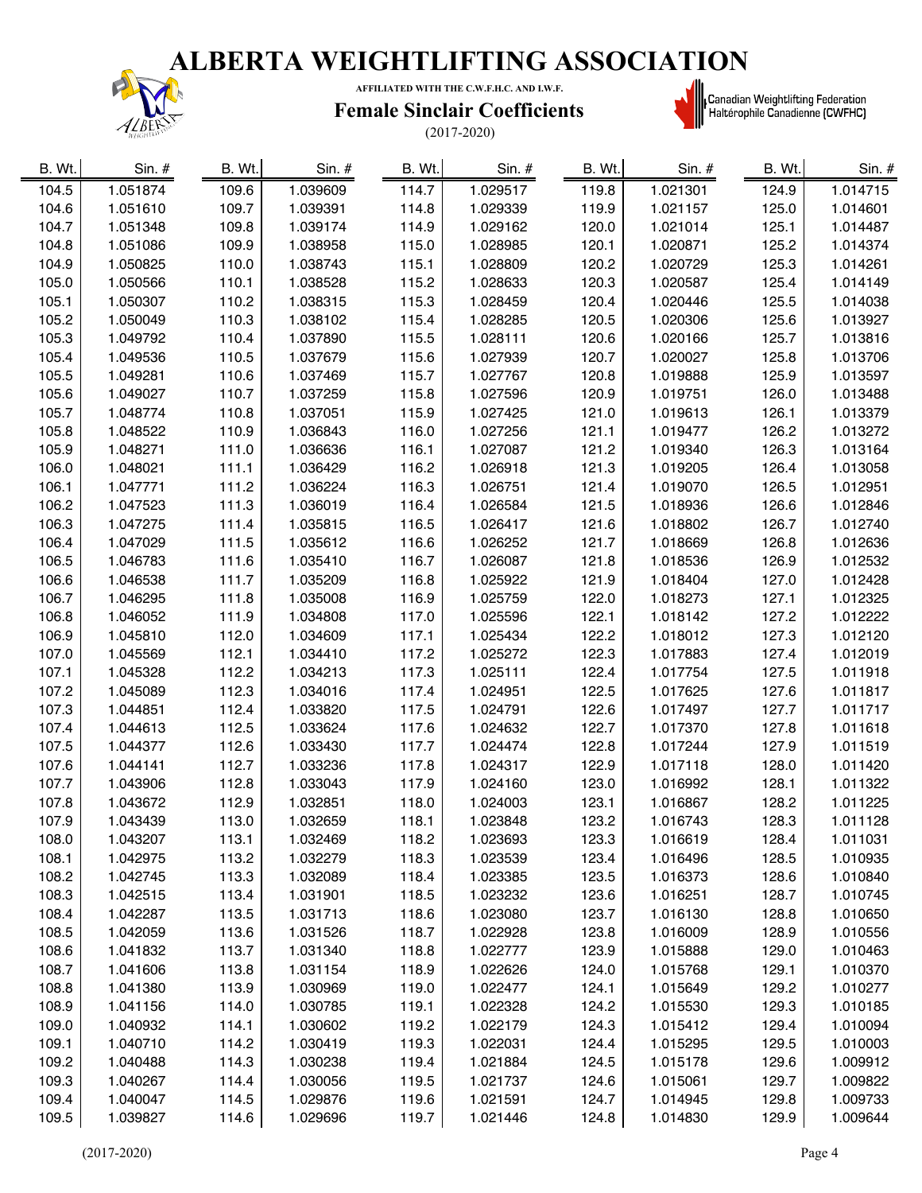# ALBERTA WEIGHTLIFTING ASSOCIATION

**AFFILIATED WITH THE C.W.F.H.C. AND I.W.F.**

## Female Sinclair Coefficients

(2017-2020)

Canadian Weightlifting Federation
Haltérophile Canadienne (CWFHC)

| B. Wt. | Sin. # | B. Wt. | Sin. # | B. Wt. | Sin. # | B. Wt. | Sin. # | B. Wt. | Sin. # |
|---|---|---|---|---|---|---|---|---|---|
| 104.5 | 1.051874 | 109.6 | 1.039609 | 114.7 | 1.029517 | 119.8 | 1.021301 | 124.9 | 1.014715 |
| 104.6 | 1.051610 | 109.7 | 1.039391 | 114.8 | 1.029339 | 119.9 | 1.021157 | 125.0 | 1.014601 |
| 104.7 | 1.051348 | 109.8 | 1.039174 | 114.9 | 1.029162 | 120.0 | 1.021014 | 125.1 | 1.014487 |
| 104.8 | 1.051086 | 109.9 | 1.038958 | 115.0 | 1.028985 | 120.1 | 1.020871 | 125.2 | 1.014374 |
| 104.9 | 1.050825 | 110.0 | 1.038743 | 115.1 | 1.028809 | 120.2 | 1.020729 | 125.3 | 1.014261 |
| 105.0 | 1.050566 | 110.1 | 1.038528 | 115.2 | 1.028633 | 120.3 | 1.020587 | 125.4 | 1.014149 |
| 105.1 | 1.050307 | 110.2 | 1.038315 | 115.3 | 1.028459 | 120.4 | 1.020446 | 125.5 | 1.014038 |
| 105.2 | 1.050049 | 110.3 | 1.038102 | 115.4 | 1.028285 | 120.5 | 1.020306 | 125.6 | 1.013927 |
| 105.3 | 1.049792 | 110.4 | 1.037890 | 115.5 | 1.028111 | 120.6 | 1.020166 | 125.7 | 1.013816 |
| 105.4 | 1.049536 | 110.5 | 1.037679 | 115.6 | 1.027939 | 120.7 | 1.020027 | 125.8 | 1.013706 |
| 105.5 | 1.049281 | 110.6 | 1.037469 | 115.7 | 1.027767 | 120.8 | 1.019888 | 125.9 | 1.013597 |
| 105.6 | 1.049027 | 110.7 | 1.037259 | 115.8 | 1.027596 | 120.9 | 1.019751 | 126.0 | 1.013488 |
| 105.7 | 1.048774 | 110.8 | 1.037051 | 115.9 | 1.027425 | 121.0 | 1.019613 | 126.1 | 1.013379 |
| 105.8 | 1.048522 | 110.9 | 1.036843 | 116.0 | 1.027256 | 121.1 | 1.019477 | 126.2 | 1.013272 |
| 105.9 | 1.048271 | 111.0 | 1.036636 | 116.1 | 1.027087 | 121.2 | 1.019340 | 126.3 | 1.013164 |
| 106.0 | 1.048021 | 111.1 | 1.036429 | 116.2 | 1.026918 | 121.3 | 1.019205 | 126.4 | 1.013058 |
| 106.1 | 1.047771 | 111.2 | 1.036224 | 116.3 | 1.026751 | 121.4 | 1.019070 | 126.5 | 1.012951 |
| 106.2 | 1.047523 | 111.3 | 1.036019 | 116.4 | 1.026584 | 121.5 | 1.018936 | 126.6 | 1.012846 |
| 106.3 | 1.047275 | 111.4 | 1.035815 | 116.5 | 1.026417 | 121.6 | 1.018802 | 126.7 | 1.012740 |
| 106.4 | 1.047029 | 111.5 | 1.035612 | 116.6 | 1.026252 | 121.7 | 1.018669 | 126.8 | 1.012636 |
| 106.5 | 1.046783 | 111.6 | 1.035410 | 116.7 | 1.026087 | 121.8 | 1.018536 | 126.9 | 1.012532 |
| 106.6 | 1.046538 | 111.7 | 1.035209 | 116.8 | 1.025922 | 121.9 | 1.018404 | 127.0 | 1.012428 |
| 106.7 | 1.046295 | 111.8 | 1.035008 | 116.9 | 1.025759 | 122.0 | 1.018273 | 127.1 | 1.012325 |
| 106.8 | 1.046052 | 111.9 | 1.034808 | 117.0 | 1.025596 | 122.1 | 1.018142 | 127.2 | 1.012222 |
| 106.9 | 1.045810 | 112.0 | 1.034609 | 117.1 | 1.025434 | 122.2 | 1.018012 | 127.3 | 1.012120 |
| 107.0 | 1.045569 | 112.1 | 1.034410 | 117.2 | 1.025272 | 122.3 | 1.017883 | 127.4 | 1.012019 |
| 107.1 | 1.045328 | 112.2 | 1.034213 | 117.3 | 1.025111 | 122.4 | 1.017754 | 127.5 | 1.011918 |
| 107.2 | 1.045089 | 112.3 | 1.034016 | 117.4 | 1.024951 | 122.5 | 1.017625 | 127.6 | 1.011817 |
| 107.3 | 1.044851 | 112.4 | 1.033820 | 117.5 | 1.024791 | 122.6 | 1.017497 | 127.7 | 1.011717 |
| 107.4 | 1.044613 | 112.5 | 1.033624 | 117.6 | 1.024632 | 122.7 | 1.017370 | 127.8 | 1.011618 |
| 107.5 | 1.044377 | 112.6 | 1.033430 | 117.7 | 1.024474 | 122.8 | 1.017244 | 127.9 | 1.011519 |
| 107.6 | 1.044141 | 112.7 | 1.033236 | 117.8 | 1.024317 | 122.9 | 1.017118 | 128.0 | 1.011420 |
| 107.7 | 1.043906 | 112.8 | 1.033043 | 117.9 | 1.024160 | 123.0 | 1.016992 | 128.1 | 1.011322 |
| 107.8 | 1.043672 | 112.9 | 1.032851 | 118.0 | 1.024003 | 123.1 | 1.016867 | 128.2 | 1.011225 |
| 107.9 | 1.043439 | 113.0 | 1.032659 | 118.1 | 1.023848 | 123.2 | 1.016743 | 128.3 | 1.011128 |
| 108.0 | 1.043207 | 113.1 | 1.032469 | 118.2 | 1.023693 | 123.3 | 1.016619 | 128.4 | 1.011031 |
| 108.1 | 1.042975 | 113.2 | 1.032279 | 118.3 | 1.023539 | 123.4 | 1.016496 | 128.5 | 1.010935 |
| 108.2 | 1.042745 | 113.3 | 1.032089 | 118.4 | 1.023385 | 123.5 | 1.016373 | 128.6 | 1.010840 |
| 108.3 | 1.042515 | 113.4 | 1.031901 | 118.5 | 1.023232 | 123.6 | 1.016251 | 128.7 | 1.010745 |
| 108.4 | 1.042287 | 113.5 | 1.031713 | 118.6 | 1.023080 | 123.7 | 1.016130 | 128.8 | 1.010650 |
| 108.5 | 1.042059 | 113.6 | 1.031526 | 118.7 | 1.022928 | 123.8 | 1.016009 | 128.9 | 1.010556 |
| 108.6 | 1.041832 | 113.7 | 1.031340 | 118.8 | 1.022777 | 123.9 | 1.015888 | 129.0 | 1.010463 |
| 108.7 | 1.041606 | 113.8 | 1.031154 | 118.9 | 1.022626 | 124.0 | 1.015768 | 129.1 | 1.010370 |
| 108.8 | 1.041380 | 113.9 | 1.030969 | 119.0 | 1.022477 | 124.1 | 1.015649 | 129.2 | 1.010277 |
| 108.9 | 1.041156 | 114.0 | 1.030785 | 119.1 | 1.022328 | 124.2 | 1.015530 | 129.3 | 1.010185 |
| 109.0 | 1.040932 | 114.1 | 1.030602 | 119.2 | 1.022179 | 124.3 | 1.015412 | 129.4 | 1.010094 |
| 109.1 | 1.040710 | 114.2 | 1.030419 | 119.3 | 1.022031 | 124.4 | 1.015295 | 129.5 | 1.010003 |
| 109.2 | 1.040488 | 114.3 | 1.030238 | 119.4 | 1.021884 | 124.5 | 1.015178 | 129.6 | 1.009912 |
| 109.3 | 1.040267 | 114.4 | 1.030056 | 119.5 | 1.021737 | 124.6 | 1.015061 | 129.7 | 1.009822 |
| 109.4 | 1.040047 | 114.5 | 1.029876 | 119.6 | 1.021591 | 124.7 | 1.014945 | 129.8 | 1.009733 |
| 109.5 | 1.039827 | 114.6 | 1.029696 | 119.7 | 1.021446 | 124.8 | 1.014830 | 129.9 | 1.009644 |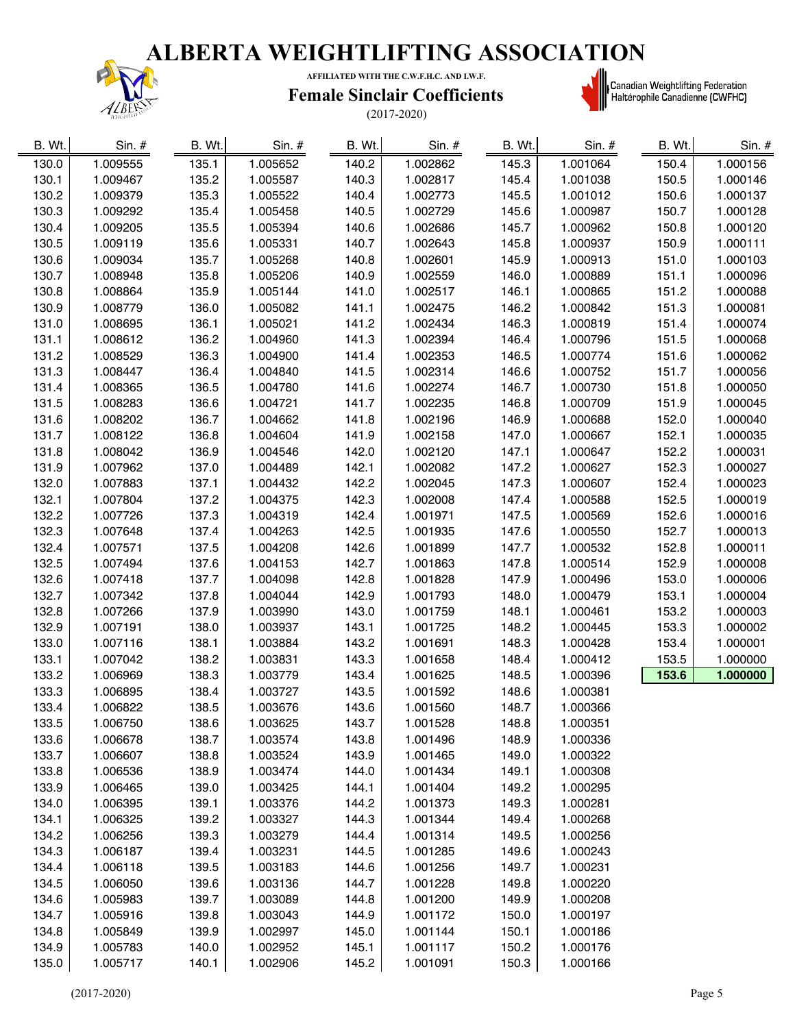# ALBERTA WEIGHTLIFTING ASSOCIATION

**AFFILIATED WITH THE C.W.F.H.C. AND I.W.F.**

## Female Sinclair Coefficients

(2017-2020)

Canadian Weightlifting Federation
Haltérophile Canadienne (CWFHC)

| B. Wt. | Sin. # | B. Wt. | Sin. # | B. Wt. | Sin. # | B. Wt. | Sin. # | B. Wt. | Sin. # |
|---|---|---|---|---|---|---|---|---|---|
| 130.0 | 1.009555 | 135.1 | 1.005652 | 140.2 | 1.002862 | 145.3 | 1.001064 | 150.4 | 1.000156 |
| 130.1 | 1.009467 | 135.2 | 1.005587 | 140.3 | 1.002817 | 145.4 | 1.001038 | 150.5 | 1.000146 |
| 130.2 | 1.009379 | 135.3 | 1.005522 | 140.4 | 1.002773 | 145.5 | 1.001012 | 150.6 | 1.000137 |
| 130.3 | 1.009292 | 135.4 | 1.005458 | 140.5 | 1.002729 | 145.6 | 1.000987 | 150.7 | 1.000128 |
| 130.4 | 1.009205 | 135.5 | 1.005394 | 140.6 | 1.002686 | 145.7 | 1.000962 | 150.8 | 1.000120 |
| 130.5 | 1.009119 | 135.6 | 1.005331 | 140.7 | 1.002643 | 145.8 | 1.000937 | 150.9 | 1.000111 |
| 130.6 | 1.009034 | 135.7 | 1.005268 | 140.8 | 1.002601 | 145.9 | 1.000913 | 151.0 | 1.000103 |
| 130.7 | 1.008948 | 135.8 | 1.005206 | 140.9 | 1.002559 | 146.0 | 1.000889 | 151.1 | 1.000096 |
| 130.8 | 1.008864 | 135.9 | 1.005144 | 141.0 | 1.002517 | 146.1 | 1.000865 | 151.2 | 1.000088 |
| 130.9 | 1.008779 | 136.0 | 1.005082 | 141.1 | 1.002475 | 146.2 | 1.000842 | 151.3 | 1.000081 |
| 131.0 | 1.008695 | 136.1 | 1.005021 | 141.2 | 1.002434 | 146.3 | 1.000819 | 151.4 | 1.000074 |
| 131.1 | 1.008612 | 136.2 | 1.004960 | 141.3 | 1.002394 | 146.4 | 1.000796 | 151.5 | 1.000068 |
| 131.2 | 1.008529 | 136.3 | 1.004900 | 141.4 | 1.002353 | 146.5 | 1.000774 | 151.6 | 1.000062 |
| 131.3 | 1.008447 | 136.4 | 1.004840 | 141.5 | 1.002314 | 146.6 | 1.000752 | 151.7 | 1.000056 |
| 131.4 | 1.008365 | 136.5 | 1.004780 | 141.6 | 1.002274 | 146.7 | 1.000730 | 151.8 | 1.000050 |
| 131.5 | 1.008283 | 136.6 | 1.004721 | 141.7 | 1.002235 | 146.8 | 1.000709 | 151.9 | 1.000045 |
| 131.6 | 1.008202 | 136.7 | 1.004662 | 141.8 | 1.002196 | 146.9 | 1.000688 | 152.0 | 1.000040 |
| 131.7 | 1.008122 | 136.8 | 1.004604 | 141.9 | 1.002158 | 147.0 | 1.000667 | 152.1 | 1.000035 |
| 131.8 | 1.008042 | 136.9 | 1.004546 | 142.0 | 1.002120 | 147.1 | 1.000647 | 152.2 | 1.000031 |
| 131.9 | 1.007962 | 137.0 | 1.004489 | 142.1 | 1.002082 | 147.2 | 1.000627 | 152.3 | 1.000027 |
| 132.0 | 1.007883 | 137.1 | 1.004432 | 142.2 | 1.002045 | 147.3 | 1.000607 | 152.4 | 1.000023 |
| 132.1 | 1.007804 | 137.2 | 1.004375 | 142.3 | 1.002008 | 147.4 | 1.000588 | 152.5 | 1.000019 |
| 132.2 | 1.007726 | 137.3 | 1.004319 | 142.4 | 1.001971 | 147.5 | 1.000569 | 152.6 | 1.000016 |
| 132.3 | 1.007648 | 137.4 | 1.004263 | 142.5 | 1.001935 | 147.6 | 1.000550 | 152.7 | 1.000013 |
| 132.4 | 1.007571 | 137.5 | 1.004208 | 142.6 | 1.001899 | 147.7 | 1.000532 | 152.8 | 1.000011 |
| 132.5 | 1.007494 | 137.6 | 1.004153 | 142.7 | 1.001863 | 147.8 | 1.000514 | 152.9 | 1.000008 |
| 132.6 | 1.007418 | 137.7 | 1.004098 | 142.8 | 1.001828 | 147.9 | 1.000496 | 153.0 | 1.000006 |
| 132.7 | 1.007342 | 137.8 | 1.004044 | 142.9 | 1.001793 | 148.0 | 1.000479 | 153.1 | 1.000004 |
| 132.8 | 1.007266 | 137.9 | 1.003990 | 143.0 | 1.001759 | 148.1 | 1.000461 | 153.2 | 1.000003 |
| 132.9 | 1.007191 | 138.0 | 1.003937 | 143.1 | 1.001725 | 148.2 | 1.000445 | 153.3 | 1.000002 |
| 133.0 | 1.007116 | 138.1 | 1.003884 | 143.2 | 1.001691 | 148.3 | 1.000428 | 153.4 | 1.000001 |
| 133.1 | 1.007042 | 138.2 | 1.003831 | 143.3 | 1.001658 | 148.4 | 1.000412 | 153.5 | 1.000000 |
| 133.2 | 1.006969 | 138.3 | 1.003779 | 143.4 | 1.001625 | 148.5 | 1.000396 | **153.6** | **1.000000** |
| 133.3 | 1.006895 | 138.4 | 1.003727 | 143.5 | 1.001592 | 148.6 | 1.000381 | | |
| 133.4 | 1.006822 | 138.5 | 1.003676 | 143.6 | 1.001560 | 148.7 | 1.000366 | | |
| 133.5 | 1.006750 | 138.6 | 1.003625 | 143.7 | 1.001528 | 148.8 | 1.000351 | | |
| 133.6 | 1.006678 | 138.7 | 1.003574 | 143.8 | 1.001496 | 148.9 | 1.000336 | | |
| 133.7 | 1.006607 | 138.8 | 1.003524 | 143.9 | 1.001465 | 149.0 | 1.000322 | | |
| 133.8 | 1.006536 | 138.9 | 1.003474 | 144.0 | 1.001434 | 149.1 | 1.000308 | | |
| 133.9 | 1.006465 | 139.0 | 1.003425 | 144.1 | 1.001404 | 149.2 | 1.000295 | | |
| 134.0 | 1.006395 | 139.1 | 1.003376 | 144.2 | 1.001373 | 149.3 | 1.000281 | | |
| 134.1 | 1.006325 | 139.2 | 1.003327 | 144.3 | 1.001344 | 149.4 | 1.000268 | | |
| 134.2 | 1.006256 | 139.3 | 1.003279 | 144.4 | 1.001314 | 149.5 | 1.000256 | | |
| 134.3 | 1.006187 | 139.4 | 1.003231 | 144.5 | 1.001285 | 149.6 | 1.000243 | | |
| 134.4 | 1.006118 | 139.5 | 1.003183 | 144.6 | 1.001256 | 149.7 | 1.000231 | | |
| 134.5 | 1.006050 | 139.6 | 1.003136 | 144.7 | 1.001228 | 149.8 | 1.000220 | | |
| 134.6 | 1.005983 | 139.7 | 1.003089 | 144.8 | 1.001200 | 149.9 | 1.000208 | | |
| 134.7 | 1.005916 | 139.8 | 1.003043 | 144.9 | 1.001172 | 150.0 | 1.000197 | | |
| 134.8 | 1.005849 | 139.9 | 1.002997 | 145.0 | 1.001144 | 150.1 | 1.000186 | | |
| 134.9 | 1.005783 | 140.0 | 1.002952 | 145.1 | 1.001117 | 150.2 | 1.000176 | | |
| 135.0 | 1.005717 | 140.1 | 1.002906 | 145.2 | 1.001091 | 150.3 | 1.000166 | | |